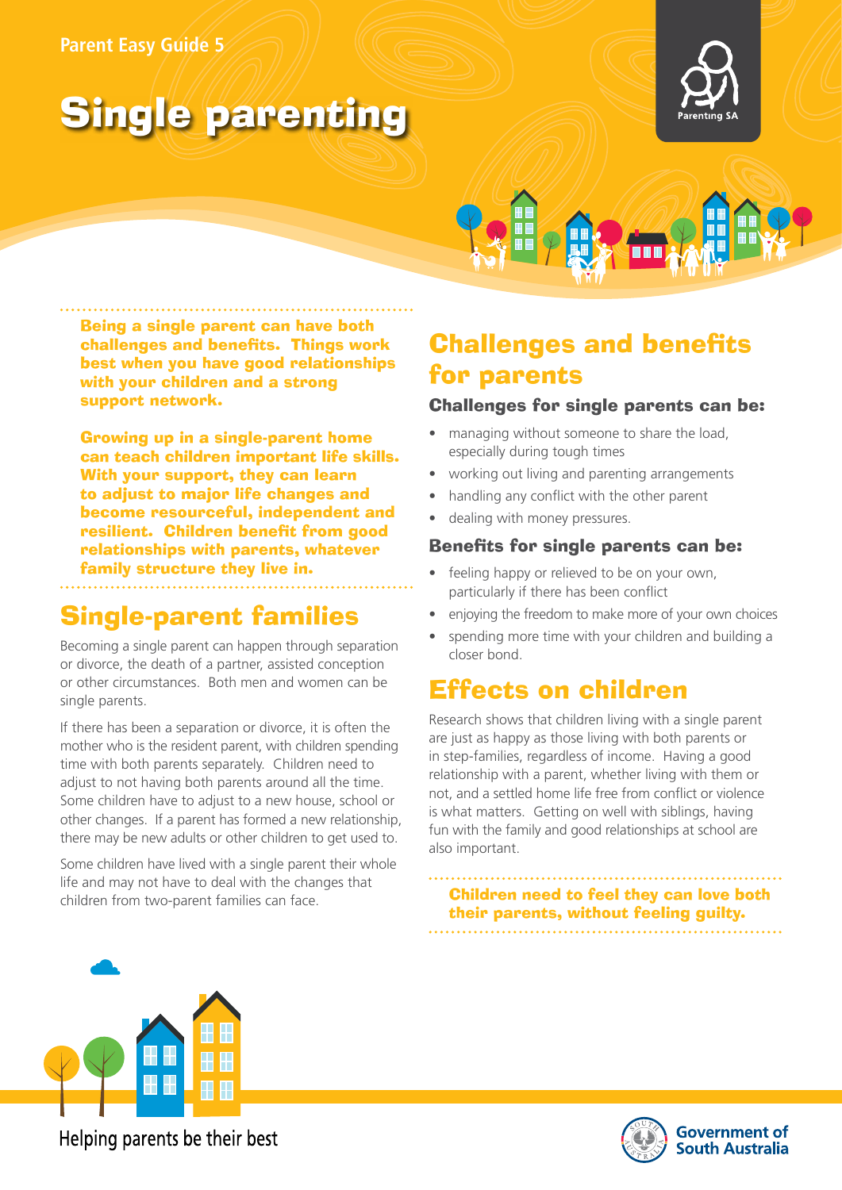Parent Easy Guide 5

# Single parenting

**Being a single parent can have both challenges and benefits. Things work best when you have good relationships with your children and a strong support network.**

**Growing up in a single-parent home can teach children important life skills. With your support, they can learn to adjust to major life changes and become resourceful, independent and resilient. Children benefit from good relationships with parents, whatever family structure they live in.**

## Single-parent families

Becoming a single parent can happen through separation or divorce, the death of a partner, assisted conception or other circumstances. Both men and women can be single parents.

If there has been a separation or divorce, it is often the mother who is the resident parent, with children spending time with both parents separately. Children need to adjust to not having both parents around all the time. Some children have to adjust to a new house, school or other changes. If a parent has formed a new relationship, there may be new adults or other children to get used to.

Some children have lived with a single parent their whole life and may not have to deal with the changes that children from two-parent families can face.

## Challenges and benefits for parents

### Challenges for single parents can be:

- managing without someone to share the load, especially during tough times
- working out living and parenting arrangements
- handling any conflict with the other parent
- dealing with money pressures.

### Benefits for single parents can be:

- feeling happy or relieved to be on your own, particularly if there has been conflict
- enjoying the freedom to make more of your own choices
- spending more time with your children and building a closer bond.

## Effects on children

Research shows that children living with a single parent are just as happy as those living with both parents or in step-families, regardless of income. Having a good relationship with a parent, whether living with them or not, and a settled home life free from conflict or violence is what matters. Getting on well with siblings, having fun with the family and good relationships at school are also important.

**Children need to feel they can love both their parents, without feeling guilty.**

Helping parents be their best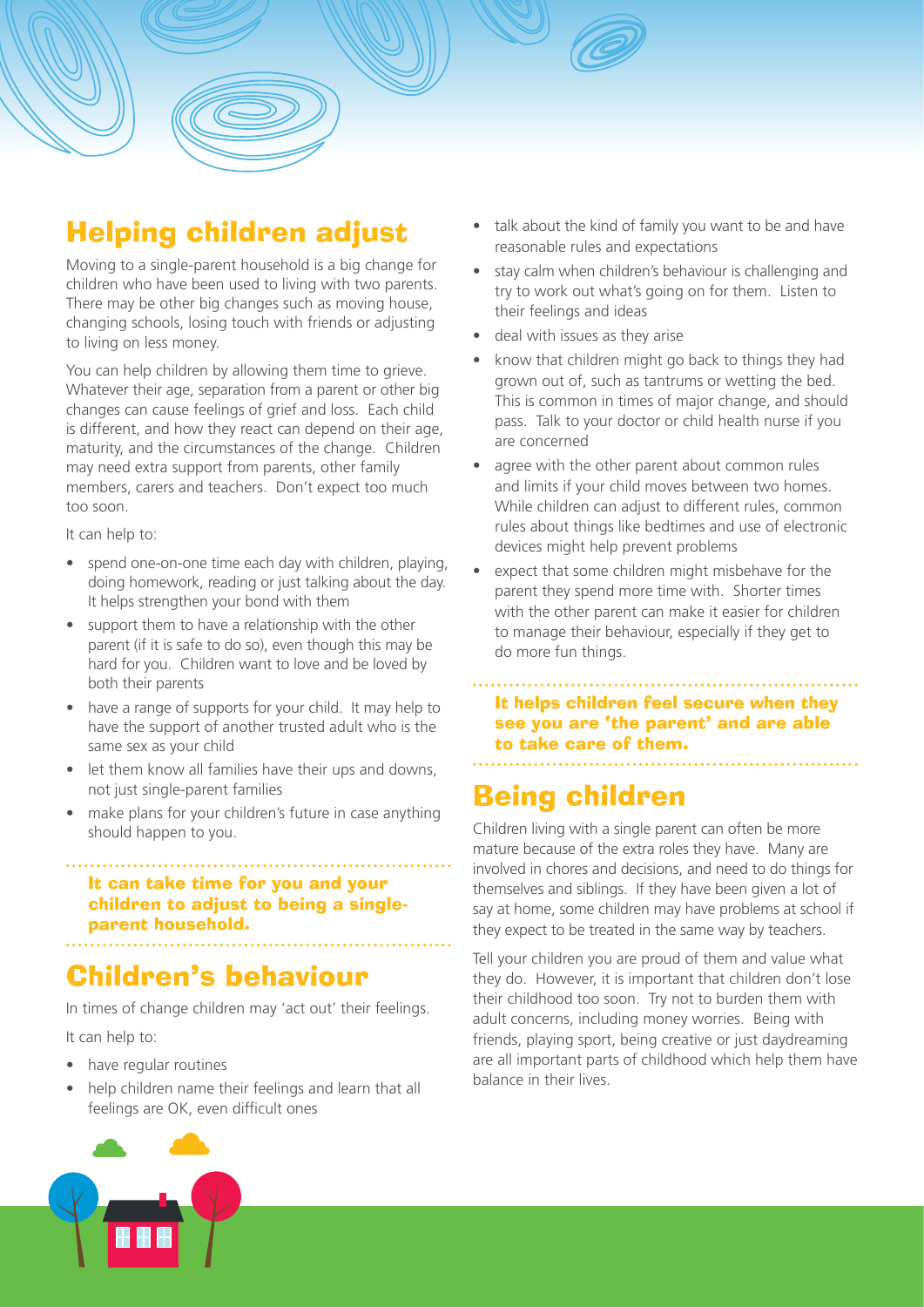## Helping children adjust

Moving to a single-parent household is a big change for children who have been used to living with two parents. There may be other big changes such as moving house, changing schools, losing touch with friends or adjusting to living on less money.

You can help children by allowing them time to grieve. Whatever their age, separation from a parent or other big changes can cause feelings of grief and loss. Each child is different, and how they react can depend on their age, maturity, and the circumstances of the change. Children may need extra support from parents, other family members, carers and teachers. Don't expect too much too soon.

It can help to:

- spend one-on-one time each day with children, playing, doing homework, reading or just talking about the day. It helps strengthen your bond with them
- support them to have a relationship with the other parent (if it is safe to do so), even though this may be hard for you. Children want to love and be loved by both their parents
- have a range of supports for your child. It may help to have the support of another trusted adult who is the same sex as your child
- let them know all families have their ups and downs, not just single-parent families
- make plans for your children's future in case anything should happen to you.

**It can take time for you and your children to adjust to being a single-parent household.**

## Children's behaviour

In times of change children may 'act out' their feelings.

It can help to:

- have regular routines
- help children name their feelings and learn that all feelings are OK, even difficult ones
- talk about the kind of family you want to be and have reasonable rules and expectations
- stay calm when children's behaviour is challenging and try to work out what's going on for them. Listen to their feelings and ideas
- deal with issues as they arise
- know that children might go back to things they had grown out of, such as tantrums or wetting the bed. This is common in times of major change, and should pass. Talk to your doctor or child health nurse if you are concerned
- agree with the other parent about common rules and limits if your child moves between two homes. While children can adjust to different rules, common rules about things like bedtimes and use of electronic devices might help prevent problems
- expect that some children might misbehave for the parent they spend more time with. Shorter times with the other parent can make it easier for children to manage their behaviour, especially if they get to do more fun things.

**It helps children feel secure when they see you are 'the parent' and are able to take care of them.**

## Being children

Children living with a single parent can often be more mature because of the extra roles they have. Many are involved in chores and decisions, and need to do things for themselves and siblings. If they have been given a lot of say at home, some children may have problems at school if they expect to be treated in the same way by teachers.

Tell your children you are proud of them and value what they do. However, it is important that children don't lose their childhood too soon. Try not to burden them with adult concerns, including money worries. Being with friends, playing sport, being creative or just daydreaming are all important parts of childhood which help them have balance in their lives.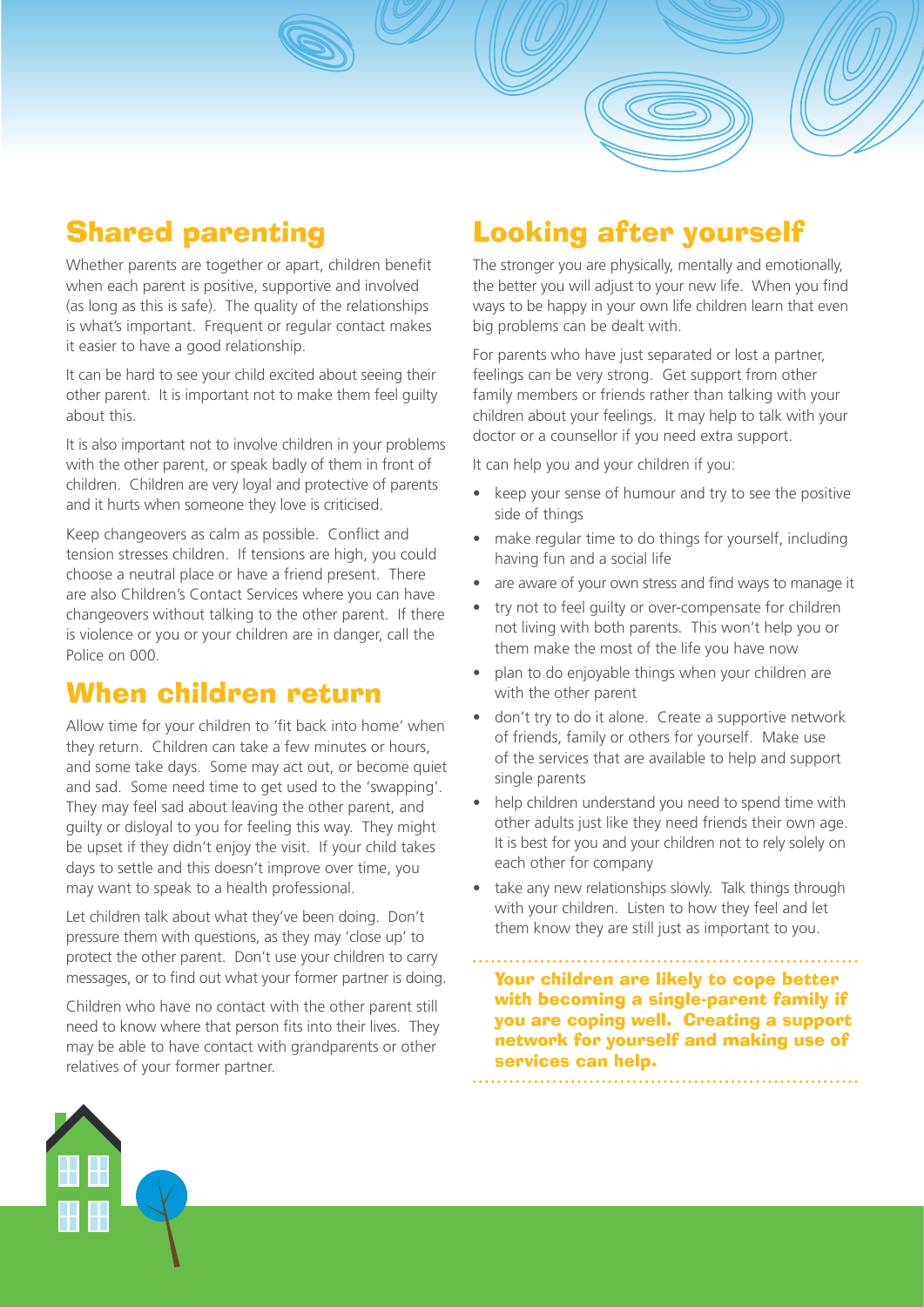## Shared parenting

Whether parents are together or apart, children benefit when each parent is positive, supportive and involved (as long as this is safe). The quality of the relationships is what's important. Frequent or regular contact makes it easier to have a good relationship.

It can be hard to see your child excited about seeing their other parent. It is important not to make them feel guilty about this.

It is also important not to involve children in your problems with the other parent, or speak badly of them in front of children. Children are very loyal and protective of parents and it hurts when someone they love is criticised.

Keep changeovers as calm as possible. Conflict and tension stresses children. If tensions are high, you could choose a neutral place or have a friend present. There are also Children's Contact Services where you can have changeovers without talking to the other parent. If there is violence or you or your children are in danger, call the Police on 000.

## When children return

Allow time for your children to 'fit back into home' when they return. Children can take a few minutes or hours, and some take days. Some may act out, or become quiet and sad. Some need time to get used to the 'swapping'. They may feel sad about leaving the other parent, and guilty or disloyal to you for feeling this way. They might be upset if they didn't enjoy the visit. If your child takes days to settle and this doesn't improve over time, you may want to speak to a health professional.

Let children talk about what they've been doing. Don't pressure them with questions, as they may 'close up' to protect the other parent. Don't use your children to carry messages, or to find out what your former partner is doing.

Children who have no contact with the other parent still need to know where that person fits into their lives. They may be able to have contact with grandparents or other relatives of your former partner.

## Looking after yourself

The stronger you are physically, mentally and emotionally, the better you will adjust to your new life. When you find ways to be happy in your own life children learn that even big problems can be dealt with.

For parents who have just separated or lost a partner, feelings can be very strong. Get support from other family members or friends rather than talking with your children about your feelings. It may help to talk with your doctor or a counsellor if you need extra support.

It can help you and your children if you:

- keep your sense of humour and try to see the positive side of things
- make regular time to do things for yourself, including having fun and a social life
- are aware of your own stress and find ways to manage it
- try not to feel guilty or over-compensate for children not living with both parents. This won't help you or them make the most of the life you have now
- plan to do enjoyable things when your children are with the other parent
- don't try to do it alone. Create a supportive network of friends, family or others for yourself. Make use of the services that are available to help and support single parents
- help children understand you need to spend time with other adults just like they need friends their own age. It is best for you and your children not to rely solely on each other for company
- take any new relationships slowly. Talk things through with your children. Listen to how they feel and let them know they are still just as important to you.

**Your children are likely to cope better with becoming a single-parent family if you are coping well. Creating a support network for yourself and making use of services can help.**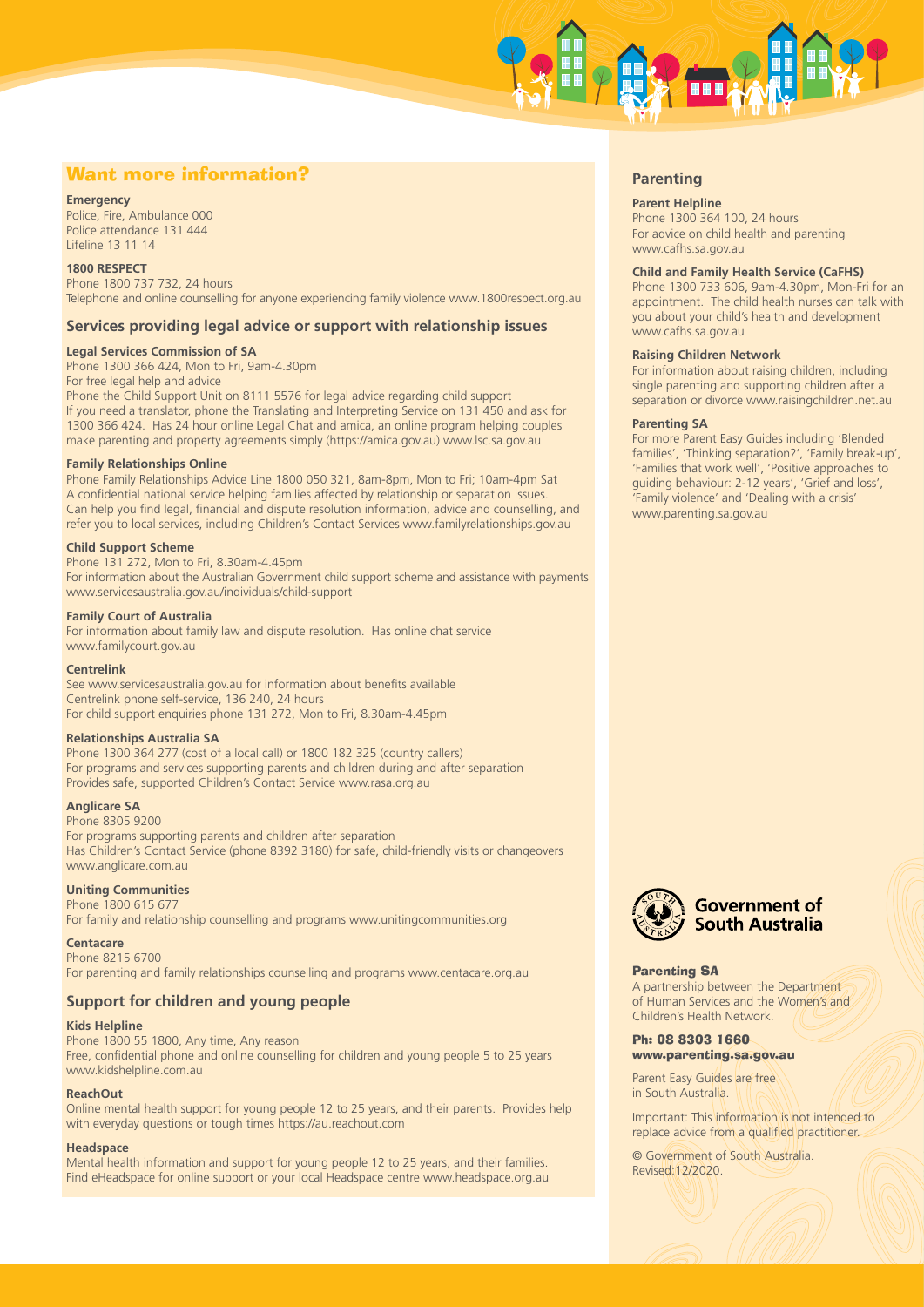## Want more information?

**Emergency**
Police, Fire, Ambulance 000
Police attendance 131 444
Lifeline 13 11 14

**1800 RESPECT**
Phone 1800 737 732, 24 hours
Telephone and online counselling for anyone experiencing family violence www.1800respect.org.au

### Services providing legal advice or support with relationship issues

**Legal Services Commission of SA**
Phone 1300 366 424, Mon to Fri, 9am-4.30pm
For free legal help and advice
Phone the Child Support Unit on 8111 5576 for legal advice regarding child support
If you need a translator, phone the Translating and Interpreting Service on 131 450 and ask for 1300 366 424. Has 24 hour online Legal Chat and amica, an online program helping couples make parenting and property agreements simply (https://amica.gov.au) www.lsc.sa.gov.au

**Family Relationships Online**
Phone Family Relationships Advice Line 1800 050 321, 8am-8pm, Mon to Fri; 10am-4pm Sat
A confidential national service helping families affected by relationship or separation issues. Can help you find legal, financial and dispute resolution information, advice and counselling, and refer you to local services, including Children's Contact Services www.familyrelationships.gov.au

**Child Support Scheme**
Phone 131 272, Mon to Fri, 8.30am-4.45pm
For information about the Australian Government child support scheme and assistance with payments www.servicesaustralia.gov.au/individuals/child-support

**Family Court of Australia**
For information about family law and dispute resolution. Has online chat service www.familycourt.gov.au

**Centrelink**
See www.servicesaustralia.gov.au for information about benefits available
Centrelink phone self-service, 136 240, 24 hours
For child support enquiries phone 131 272, Mon to Fri, 8.30am-4.45pm

**Relationships Australia SA**
Phone 1300 364 277 (cost of a local call) or 1800 182 325 (country callers)
For programs and services supporting parents and children during and after separation
Provides safe, supported Children's Contact Service www.rasa.org.au

**Anglicare SA**
Phone 8305 9200
For programs supporting parents and children after separation
Has Children's Contact Service (phone 8392 3180) for safe, child-friendly visits or changeovers www.anglicare.com.au

**Uniting Communities**
Phone 1800 615 677
For family and relationship counselling and programs www.unitingcommunities.org

**Centacare**
Phone 8215 6700
For parenting and family relationships counselling and programs www.centacare.org.au

### Support for children and young people

**Kids Helpline**
Phone 1800 55 1800, Any time, Any reason
Free, confidential phone and online counselling for children and young people 5 to 25 years www.kidshelpline.com.au

**ReachOut**
Online mental health support for young people 12 to 25 years, and their parents. Provides help with everyday questions or tough times https://au.reachout.com

**Headspace**
Mental health information and support for young people 12 to 25 years, and their families. Find eHeadspace for online support or your local Headspace centre www.headspace.org.au

### Parenting

**Parent Helpline**
Phone 1300 364 100, 24 hours
For advice on child health and parenting www.cafhs.sa.gov.au

**Child and Family Health Service (CaFHS)**
Phone 1300 733 606, 9am-4.30pm, Mon-Fri for an appointment. The child health nurses can talk with you about your child's health and development www.cafhs.sa.gov.au

**Raising Children Network**
For information about raising children, including single parenting and supporting children after a separation or divorce www.raisingchildren.net.au

**Parenting SA**
For more Parent Easy Guides including 'Blended families', 'Thinking separation?', 'Family break-up', 'Families that work well', 'Positive approaches to guiding behaviour: 2-12 years', 'Grief and loss', 'Family violence' and 'Dealing with a crisis' www.parenting.sa.gov.au

Government of South Australia

**Parenting SA**
A partnership between the Department of Human Services and the Women's and Children's Health Network.

**Ph: 08 8303 1660**
**www.parenting.sa.gov.au**

Parent Easy Guides are free in South Australia.

Important: This information is not intended to replace advice from a qualified practitioner.

© Government of South Australia.
Revised:12/2020.